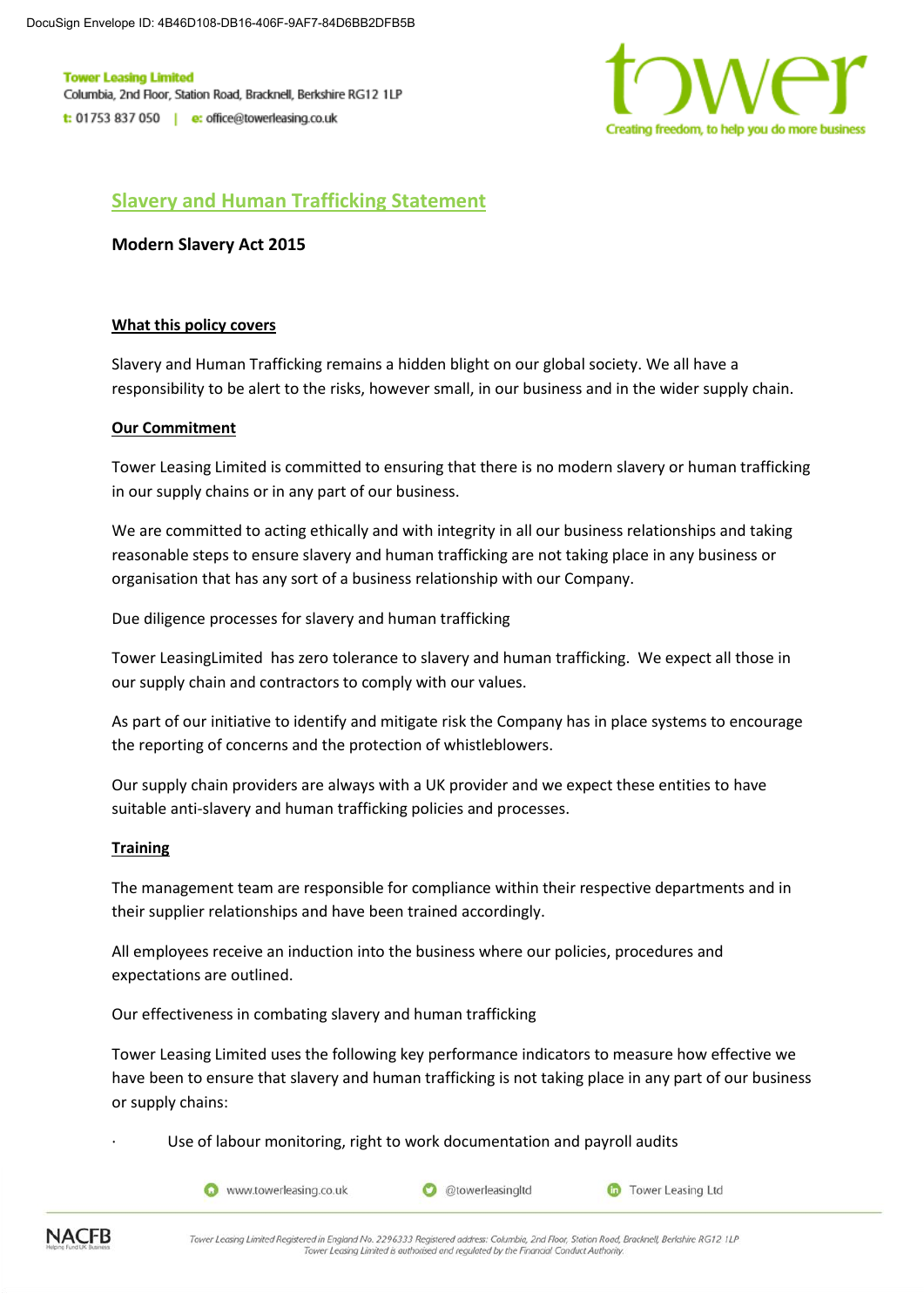**Tower Leasing Limited**
Columbia, 2nd Floor, Station Road, Bracknell, Berkshire RG12 1LP
t: 01753 837 050 | e: office@towerleasing.co.uk

tower
Creating freedom, to help you do more business

# Slavery and Human Trafficking Statement

**Modern Slavery Act 2015**

## What this policy covers

Slavery and Human Trafficking remains a hidden blight on our global society. We all have a responsibility to be alert to the risks, however small, in our business and in the wider supply chain.

## Our Commitment

Tower Leasing Limited is committed to ensuring that there is no modern slavery or human trafficking in our supply chains or in any part of our business.

We are committed to acting ethically and with integrity in all our business relationships and taking reasonable steps to ensure slavery and human trafficking are not taking place in any business or organisation that has any sort of a business relationship with our Company.

Due diligence processes for slavery and human trafficking

Tower LeasingLimited has zero tolerance to slavery and human trafficking. We expect all those in our supply chain and contractors to comply with our values.

As part of our initiative to identify and mitigate risk the Company has in place systems to encourage the reporting of concerns and the protection of whistleblowers.

Our supply chain providers are always with a UK provider and we expect these entities to have suitable anti-slavery and human trafficking policies and processes.

## Training

The management team are responsible for compliance within their respective departments and in their supplier relationships and have been trained accordingly.

All employees receive an induction into the business where our policies, procedures and expectations are outlined.

Our effectiveness in combating slavery and human trafficking

Tower Leasing Limited uses the following key performance indicators to measure how effective we have been to ensure that slavery and human trafficking is not taking place in any part of our business or supply chains:

- Use of labour monitoring, right to work documentation and payroll audits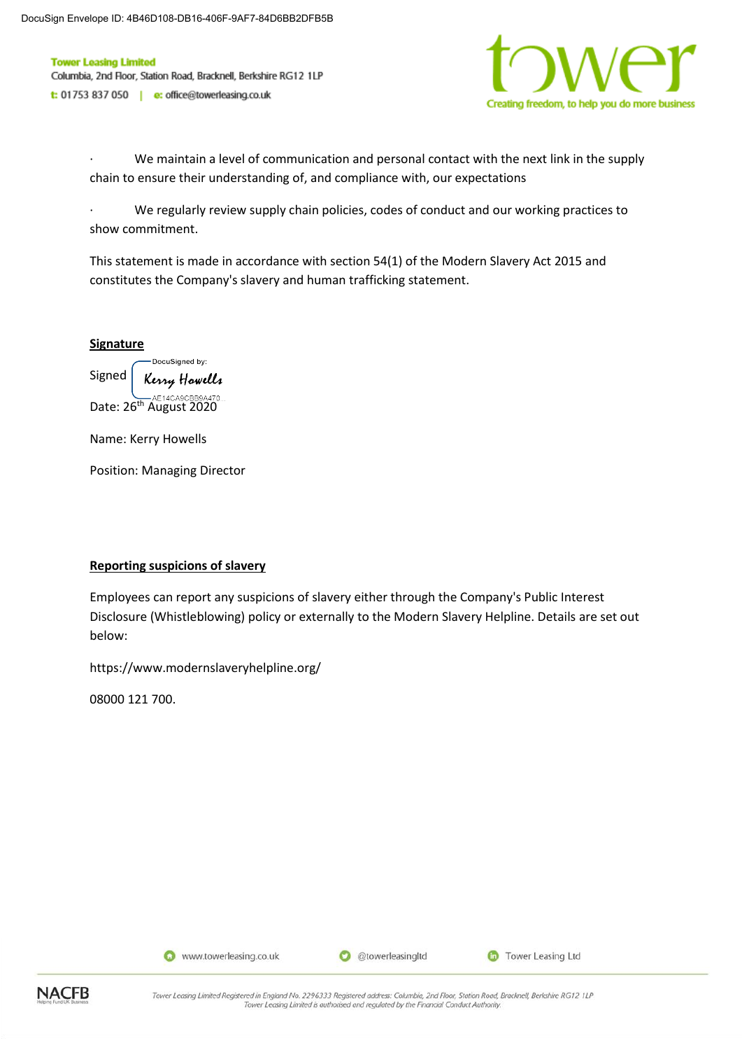- We maintain a level of communication and personal contact with the next link in the supply chain to ensure their understanding of, and compliance with, our expectations

- We regularly review supply chain policies, codes of conduct and our working practices to show commitment.

This statement is made in accordance with section 54(1) of the Modern Slavery Act 2015 and constitutes the Company's slavery and human trafficking statement.

**Signature**

Signed Kerry Howells

Date: 26th August 2020

Name: Kerry Howells

Position: Managing Director

**Reporting suspicions of slavery**

Employees can report any suspicions of slavery either through the Company's Public Interest Disclosure (Whistleblowing) policy or externally to the Modern Slavery Helpline. Details are set out below:

https://www.modernslaveryhelpline.org/

08000 121 700.